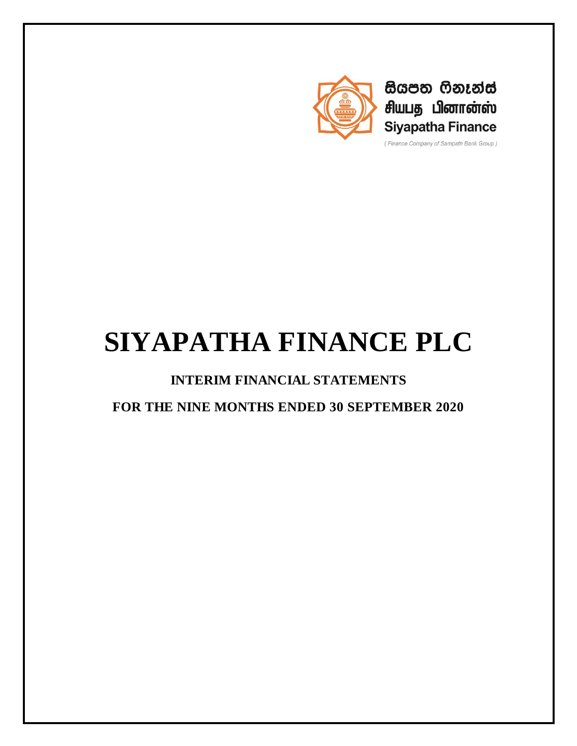සියපත ෆිනෑන්ස්
சியபத பினான்ஸ்
Siyapatha Finance
( Finance Company of Sampath Bank Group )

# SIYAPATHA FINANCE PLC

## INTERIM FINANCIAL STATEMENTS

## FOR THE NINE MONTHS ENDED 30 SEPTEMBER 2020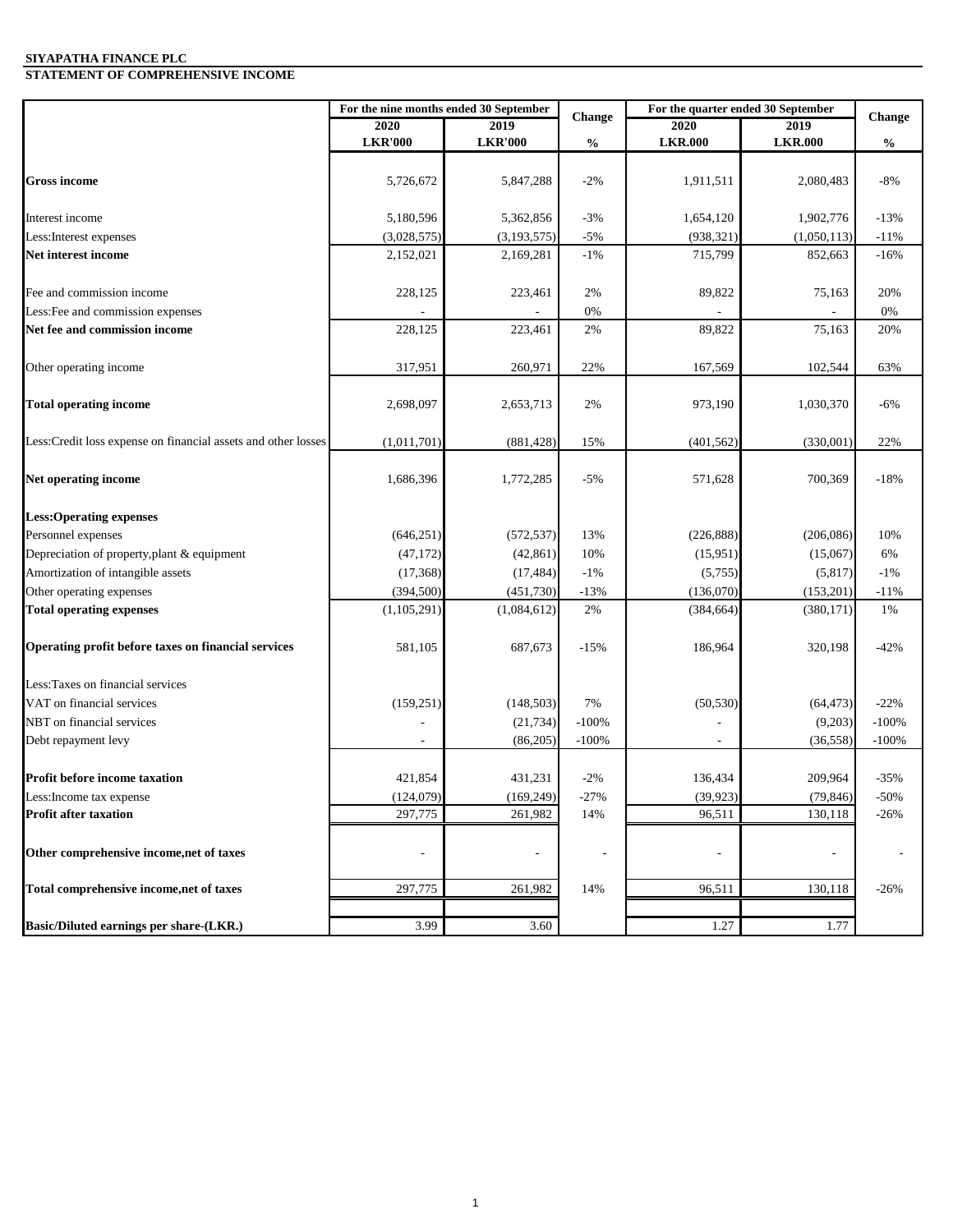**SIYAPATHA FINANCE PLC**

**STATEMENT OF COMPREHENSIVE INCOME**

| | For the nine months ended 30 September | | Change | For the quarter ended 30 September | | Change |
|---|---|---|---|---|---|---|
| | 2020 | 2019 | | 2020 | 2019 | |
| | LKR'000 | LKR'000 | % | LKR.000 | LKR.000 | % |
| **Gross income** | 5,726,672 | 5,847,288 | -2% | 1,911,511 | 2,080,483 | -8% |
| Interest income | 5,180,596 | 5,362,856 | -3% | 1,654,120 | 1,902,776 | -13% |
| Less:Interest expenses | (3,028,575) | (3,193,575) | -5% | (938,321) | (1,050,113) | -11% |
| **Net interest income** | 2,152,021 | 2,169,281 | -1% | 715,799 | 852,663 | -16% |
| Fee and commission income | 228,125 | 223,461 | 2% | 89,822 | 75,163 | 20% |
| Less:Fee and commission expenses | - | - | 0% | - | - | 0% |
| **Net fee and commission income** | 228,125 | 223,461 | 2% | 89,822 | 75,163 | 20% |
| Other operating income | 317,951 | 260,971 | 22% | 167,569 | 102,544 | 63% |
| **Total operating income** | 2,698,097 | 2,653,713 | 2% | 973,190 | 1,030,370 | -6% |
| Less:Credit loss expense on financial assets and other losses | (1,011,701) | (881,428) | 15% | (401,562) | (330,001) | 22% |
| **Net operating income** | 1,686,396 | 1,772,285 | -5% | 571,628 | 700,369 | -18% |
| **Less:Operating expenses** | | | | | | |
| Personnel expenses | (646,251) | (572,537) | 13% | (226,888) | (206,086) | 10% |
| Depreciation of property,plant & equipment | (47,172) | (42,861) | 10% | (15,951) | (15,067) | 6% |
| Amortization of intangible assets | (17,368) | (17,484) | -1% | (5,755) | (5,817) | -1% |
| Other operating expenses | (394,500) | (451,730) | -13% | (136,070) | (153,201) | -11% |
| **Total operating expenses** | (1,105,291) | (1,084,612) | 2% | (384,664) | (380,171) | 1% |
| **Operating profit before taxes on financial services** | 581,105 | 687,673 | -15% | 186,964 | 320,198 | -42% |
| Less:Taxes on financial services | | | | | | |
| VAT on financial services | (159,251) | (148,503) | 7% | (50,530) | (64,473) | -22% |
| NBT on financial services | - | (21,734) | -100% | - | (9,203) | -100% |
| Debt repayment levy | - | (86,205) | -100% | - | (36,558) | -100% |
| **Profit before income taxation** | 421,854 | 431,231 | -2% | 136,434 | 209,964 | -35% |
| Less:Income tax expense | (124,079) | (169,249) | -27% | (39,923) | (79,846) | -50% |
| **Profit after taxation** | 297,775 | 261,982 | 14% | 96,511 | 130,118 | -26% |
| **Other comprehensive income,net of taxes** | - | - | - | - | - | - |
| **Total comprehensive income,net of taxes** | 297,775 | 261,982 | 14% | 96,511 | 130,118 | -26% |
| **Basic/Diluted earnings per share-(LKR.)** | 3.99 | 3.60 | | 1.27 | 1.77 | |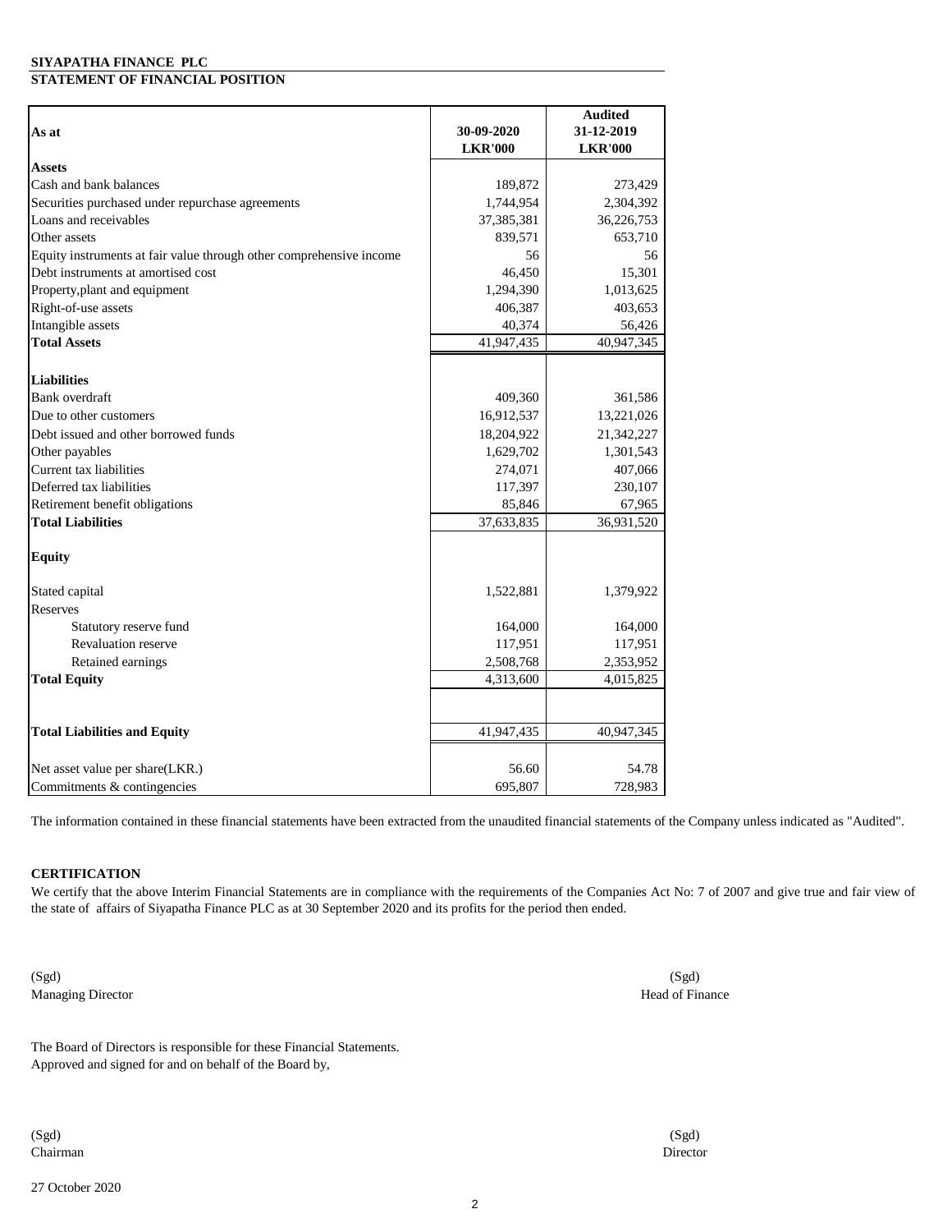**SIYAPATHA FINANCE PLC**

**STATEMENT OF FINANCIAL POSITION**

| As at | 30-09-2020<br>LKR'000 | Audited<br>31-12-2019<br>LKR'000 |
|---|---|---|
| **Assets** | | |
| Cash and bank balances | 189,872 | 273,429 |
| Securities purchased under repurchase agreements | 1,744,954 | 2,304,392 |
| Loans and receivables | 37,385,381 | 36,226,753 |
| Other assets | 839,571 | 653,710 |
| Equity instruments at fair value through other comprehensive income | 56 | 56 |
| Debt instruments at amortised cost | 46,450 | 15,301 |
| Property,plant and equipment | 1,294,390 | 1,013,625 |
| Right-of-use assets | 406,387 | 403,653 |
| Intangible assets | 40,374 | 56,426 |
| **Total Assets** | 41,947,435 | 40,947,345 |
| | | |
| **Liabilities** | | |
| Bank overdraft | 409,360 | 361,586 |
| Due to other customers | 16,912,537 | 13,221,026 |
| Debt issued and other borrowed funds | 18,204,922 | 21,342,227 |
| Other payables | 1,629,702 | 1,301,543 |
| Current tax liabilities | 274,071 | 407,066 |
| Deferred tax liabilities | 117,397 | 230,107 |
| Retirement benefit obligations | 85,846 | 67,965 |
| **Total Liabilities** | 37,633,835 | 36,931,520 |
| | | |
| **Equity** | | |
| | | |
| Stated capital | 1,522,881 | 1,379,922 |
| Reserves | | |
| Statutory reserve fund | 164,000 | 164,000 |
| Revaluation reserve | 117,951 | 117,951 |
| Retained earnings | 2,508,768 | 2,353,952 |
| **Total Equity** | 4,313,600 | 4,015,825 |
| | | |
| **Total Liabilities and Equity** | 41,947,435 | 40,947,345 |
| | | |
| Net asset value per share(LKR.) | 56.60 | 54.78 |
| Commitments & contingencies | 695,807 | 728,983 |

The information contained in these financial statements have been extracted from the unaudited financial statements of the Company unless indicated as "Audited".

**CERTIFICATION**

We certify that the above Interim Financial Statements are in compliance with the requirements of the Companies Act No: 7 of 2007 and give true and fair view of the state of affairs of Siyapatha Finance PLC as at 30 September 2020 and its profits for the period then ended.

(Sgd)
Managing Director

(Sgd)
Head of Finance

The Board of Directors is responsible for these Financial Statements.
Approved and signed for and on behalf of the Board by,

(Sgd)
Chairman

(Sgd)
Director

27 October 2020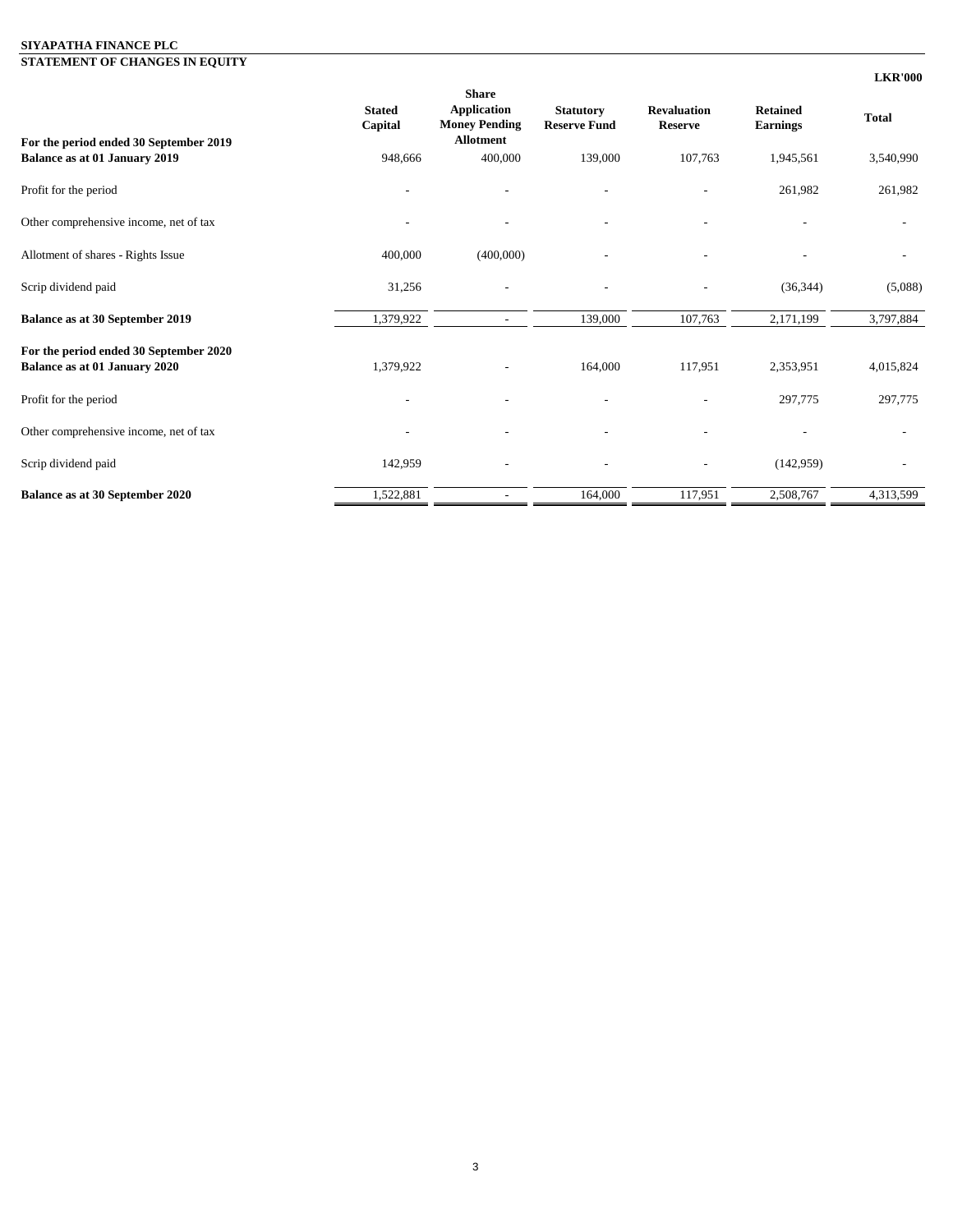**SIYAPATHA FINANCE PLC**

**STATEMENT OF CHANGES IN EQUITY**

**LKR'000**

| | **Stated Capital** | **Share Application Money Pending Allotment** | **Statutory Reserve Fund** | **Revaluation Reserve** | **Retained Earnings** | **Total** |
|---|---|---|---|---|---|---|
| **For the period ended 30 September 2019** | | | | | | |
| **Balance as at 01 January 2019** | 948,666 | 400,000 | 139,000 | 107,763 | 1,945,561 | 3,540,990 |
| Profit for the period | - | - | - | - | 261,982 | 261,982 |
| Other comprehensive income, net of tax | - | - | - | - | - | - |
| Allotment of shares - Rights Issue | 400,000 | (400,000) | - | - | - | - |
| Scrip dividend paid | 31,256 | - | - | - | (36,344) | (5,088) |
| **Balance as at 30 September 2019** | 1,379,922 | - | 139,000 | 107,763 | 2,171,199 | 3,797,884 |
| **For the period ended 30 September 2020** | | | | | | |
| **Balance as at 01 January 2020** | 1,379,922 | - | 164,000 | 117,951 | 2,353,951 | 4,015,824 |
| Profit for the period | - | - | - | - | 297,775 | 297,775 |
| Other comprehensive income, net of tax | - | - | - | - | - | - |
| Scrip dividend paid | 142,959 | - | - | - | (142,959) | - |
| **Balance as at 30 September 2020** | 1,522,881 | - | 164,000 | 117,951 | 2,508,767 | 4,313,599 |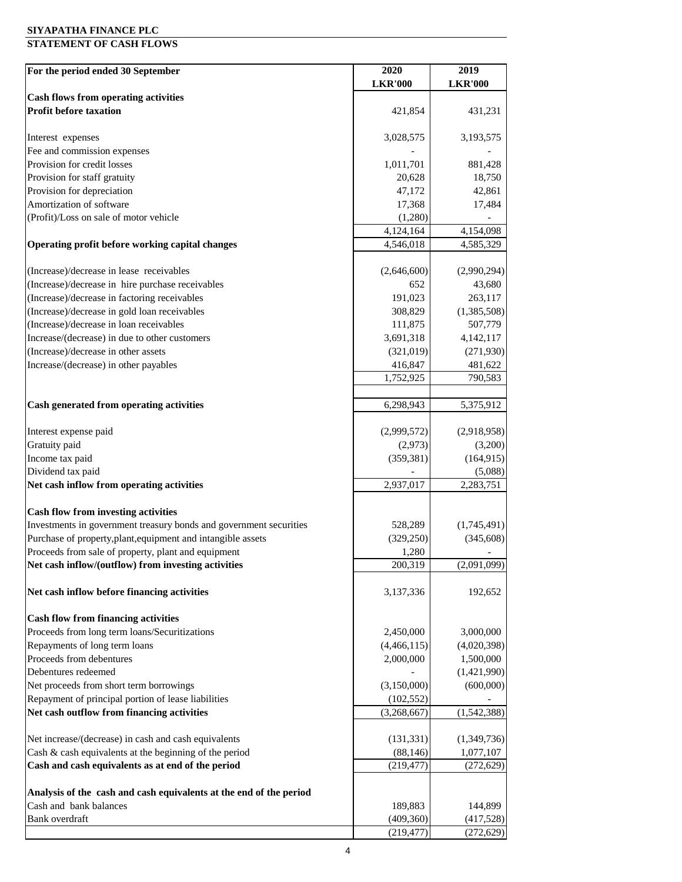**SIYAPATHA FINANCE PLC**

**STATEMENT OF CASH FLOWS**

| For the period ended 30 September | 2020 | 2019 |
|---|---|---|
| | LKR'000 | LKR'000 |
| **Cash flows from operating activities** | | |
| **Profit before taxation** | 421,854 | 431,231 |
| | | |
| Interest expenses | 3,028,575 | 3,193,575 |
| Fee and commission expenses | - | - |
| Provision for credit losses | 1,011,701 | 881,428 |
| Provision for staff gratuity | 20,628 | 18,750 |
| Provision for depreciation | 47,172 | 42,861 |
| Amortization of software | 17,368 | 17,484 |
| (Profit)/Loss on sale of motor vehicle | (1,280) | - |
| | 4,124,164 | 4,154,098 |
| **Operating profit before working capital changes** | 4,546,018 | 4,585,329 |
| | | |
| (Increase)/decrease in lease receivables | (2,646,600) | (2,990,294) |
| (Increase)/decrease in hire purchase receivables | 652 | 43,680 |
| (Increase)/decrease in factoring receivables | 191,023 | 263,117 |
| (Increase)/decrease in gold loan receivables | 308,829 | (1,385,508) |
| (Increase)/decrease in loan receivables | 111,875 | 507,779 |
| Increase/(decrease) in due to other customers | 3,691,318 | 4,142,117 |
| (Increase)/decrease in other assets | (321,019) | (271,930) |
| Increase/(decrease) in other payables | 416,847 | 481,622 |
| | 1,752,925 | 790,583 |
| | | |
| **Cash generated from operating activities** | 6,298,943 | 5,375,912 |
| | | |
| Interest expense paid | (2,999,572) | (2,918,958) |
| Gratuity paid | (2,973) | (3,200) |
| Income tax paid | (359,381) | (164,915) |
| Dividend tax paid | - | (5,088) |
| **Net cash inflow from operating activities** | 2,937,017 | 2,283,751 |
| | | |
| **Cash flow from investing activities** | | |
| Investments in government treasury bonds and government securities | 528,289 | (1,745,491) |
| Purchase of property,plant,equipment and intangible assets | (329,250) | (345,608) |
| Proceeds from sale of property, plant and equipment | 1,280 | - |
| **Net cash inflow/(outflow) from investing activities** | 200,319 | (2,091,099) |
| | | |
| **Net cash inflow before financing activities** | 3,137,336 | 192,652 |
| | | |
| **Cash flow from financing activities** | | |
| Proceeds from long term loans/Securitizations | 2,450,000 | 3,000,000 |
| Repayments of long term loans | (4,466,115) | (4,020,398) |
| Proceeds from debentures | 2,000,000 | 1,500,000 |
| Debentures redeemed | - | (1,421,990) |
| Net proceeds from short term borrowings | (3,150,000) | (600,000) |
| Repayment of principal portion of lease liabilities | (102,552) | - |
| **Net cash outflow from financing activities** | (3,268,667) | (1,542,388) |
| | | |
| Net increase/(decrease) in cash and cash equivalents | (131,331) | (1,349,736) |
| Cash & cash equivalents at the beginning of the period | (88,146) | 1,077,107 |
| **Cash and cash equivalents as at end of the period** | (219,477) | (272,629) |
| | | |
| **Analysis of the cash and cash equivalents at the end of the period** | | |
| Cash and bank balances | 189,883 | 144,899 |
| Bank overdraft | (409,360) | (417,528) |
| | (219,477) | (272,629) |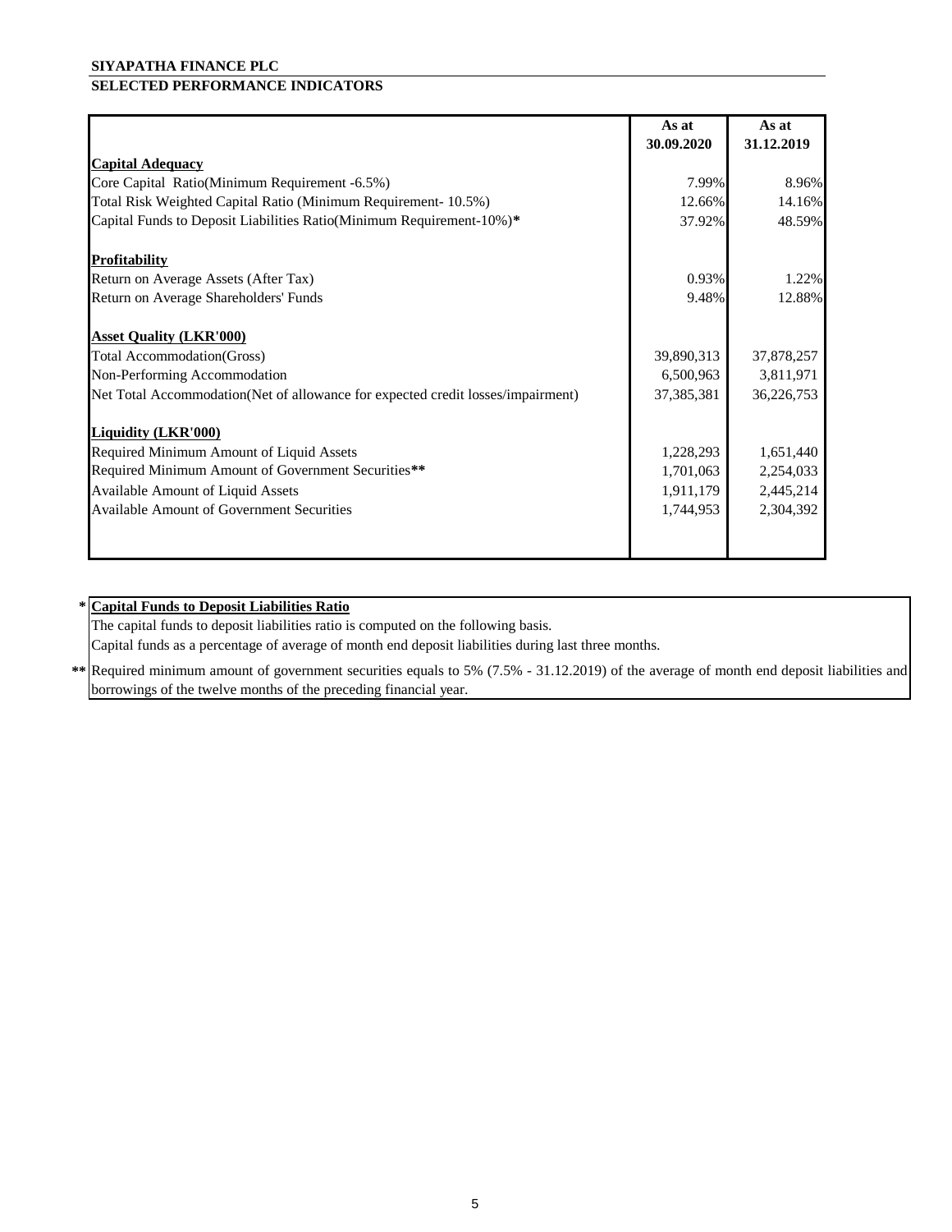**SIYAPATHA FINANCE PLC**

**SELECTED PERFORMANCE INDICATORS**

| | As at 30.09.2020 | As at 31.12.2019 |
|---|---|---|
| **Capital Adequacy** | | |
| Core Capital Ratio(Minimum Requirement -6.5%) | 7.99% | 8.96% |
| Total Risk Weighted Capital Ratio (Minimum Requirement- 10.5%) | 12.66% | 14.16% |
| Capital Funds to Deposit Liabilities Ratio(Minimum Requirement-10%)* | 37.92% | 48.59% |
| **Profitability** | | |
| Return on Average Assets (After Tax) | 0.93% | 1.22% |
| Return on Average Shareholders' Funds | 9.48% | 12.88% |
| **Asset Quality (LKR'000)** | | |
| Total Accommodation(Gross) | 39,890,313 | 37,878,257 |
| Non-Performing Accommodation | 6,500,963 | 3,811,971 |
| Net Total Accommodation(Net of allowance for expected credit losses/impairment) | 37,385,381 | 36,226,753 |
| **Liquidity (LKR'000)** | | |
| Required Minimum Amount of Liquid Assets | 1,228,293 | 1,651,440 |
| Required Minimum Amount of Government Securities** | 1,701,063 | 2,254,033 |
| Available Amount of Liquid Assets | 1,911,179 | 2,445,214 |
| Available Amount of Government Securities | 1,744,953 | 2,304,392 |

\* **Capital Funds to Deposit Liabilities Ratio**

The capital funds to deposit liabilities ratio is computed on the following basis.

Capital funds as a percentage of average of month end deposit liabilities during last three months.

** Required minimum amount of government securities equals to 5% (7.5% - 31.12.2019) of the average of month end deposit liabilities and borrowings of the twelve months of the preceding financial year.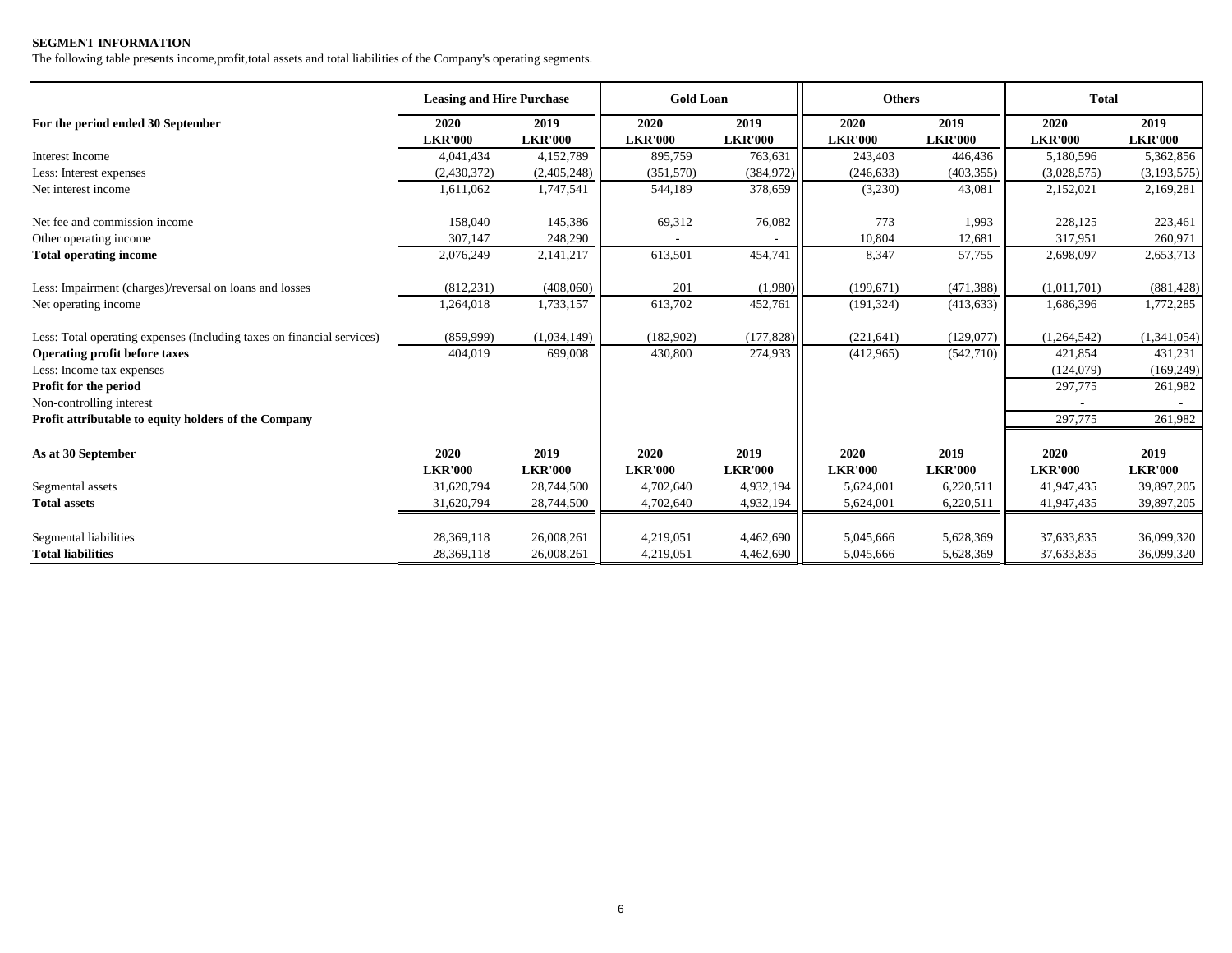**SEGMENT INFORMATION**

The following table presents income,profit,total assets and total liabilities of the Company's operating segments.

| | Leasing and Hire Purchase | | Gold Loan | | Others | | Total | |
|---|---|---|---|---|---|---|---|---|
| **For the period ended 30 September** | **2020** | **2019** | **2020** | **2019** | **2020** | **2019** | **2020** | **2019** |
| | **LKR'000** | **LKR'000** | **LKR'000** | **LKR'000** | **LKR'000** | **LKR'000** | **LKR'000** | **LKR'000** |
| Interest Income | 4,041,434 | 4,152,789 | 895,759 | 763,631 | 243,403 | 446,436 | 5,180,596 | 5,362,856 |
| Less: Interest expenses | (2,430,372) | (2,405,248) | (351,570) | (384,972) | (246,633) | (403,355) | (3,028,575) | (3,193,575) |
| Net interest income | 1,611,062 | 1,747,541 | 544,189 | 378,659 | (3,230) | 43,081 | 2,152,021 | 2,169,281 |
| Net fee and commission income | 158,040 | 145,386 | 69,312 | 76,082 | 773 | 1,993 | 228,125 | 223,461 |
| Other operating income | 307,147 | 248,290 | - | - | 10,804 | 12,681 | 317,951 | 260,971 |
| **Total operating income** | 2,076,249 | 2,141,217 | 613,501 | 454,741 | 8,347 | 57,755 | 2,698,097 | 2,653,713 |
| Less: Impairment (charges)/reversal on loans and losses | (812,231) | (408,060) | 201 | (1,980) | (199,671) | (471,388) | (1,011,701) | (881,428) |
| Net operating income | 1,264,018 | 1,733,157 | 613,702 | 452,761 | (191,324) | (413,633) | 1,686,396 | 1,772,285 |
| Less: Total operating expenses (Including taxes on financial services) | (859,999) | (1,034,149) | (182,902) | (177,828) | (221,641) | (129,077) | (1,264,542) | (1,341,054) |
| **Operating profit before taxes** | 404,019 | 699,008 | 430,800 | 274,933 | (412,965) | (542,710) | 421,854 | 431,231 |
| Less: Income tax expenses | | | | | | | (124,079) | (169,249) |
| **Profit for the period** | | | | | | | 297,775 | 261,982 |
| Non-controlling interest | | | | | | | - | - |
| **Profit attributable to equity holders of the Company** | | | | | | | 297,775 | 261,982 |
| **As at 30 September** | **2020** | **2019** | **2020** | **2019** | **2020** | **2019** | **2020** | **2019** |
| | **LKR'000** | **LKR'000** | **LKR'000** | **LKR'000** | **LKR'000** | **LKR'000** | **LKR'000** | **LKR'000** |
| Segmental assets | 31,620,794 | 28,744,500 | 4,702,640 | 4,932,194 | 5,624,001 | 6,220,511 | 41,947,435 | 39,897,205 |
| **Total assets** | 31,620,794 | 28,744,500 | 4,702,640 | 4,932,194 | 5,624,001 | 6,220,511 | 41,947,435 | 39,897,205 |
| Segmental liabilities | 28,369,118 | 26,008,261 | 4,219,051 | 4,462,690 | 5,045,666 | 5,628,369 | 37,633,835 | 36,099,320 |
| **Total liabilities** | 28,369,118 | 26,008,261 | 4,219,051 | 4,462,690 | 5,045,666 | 5,628,369 | 37,633,835 | 36,099,320 |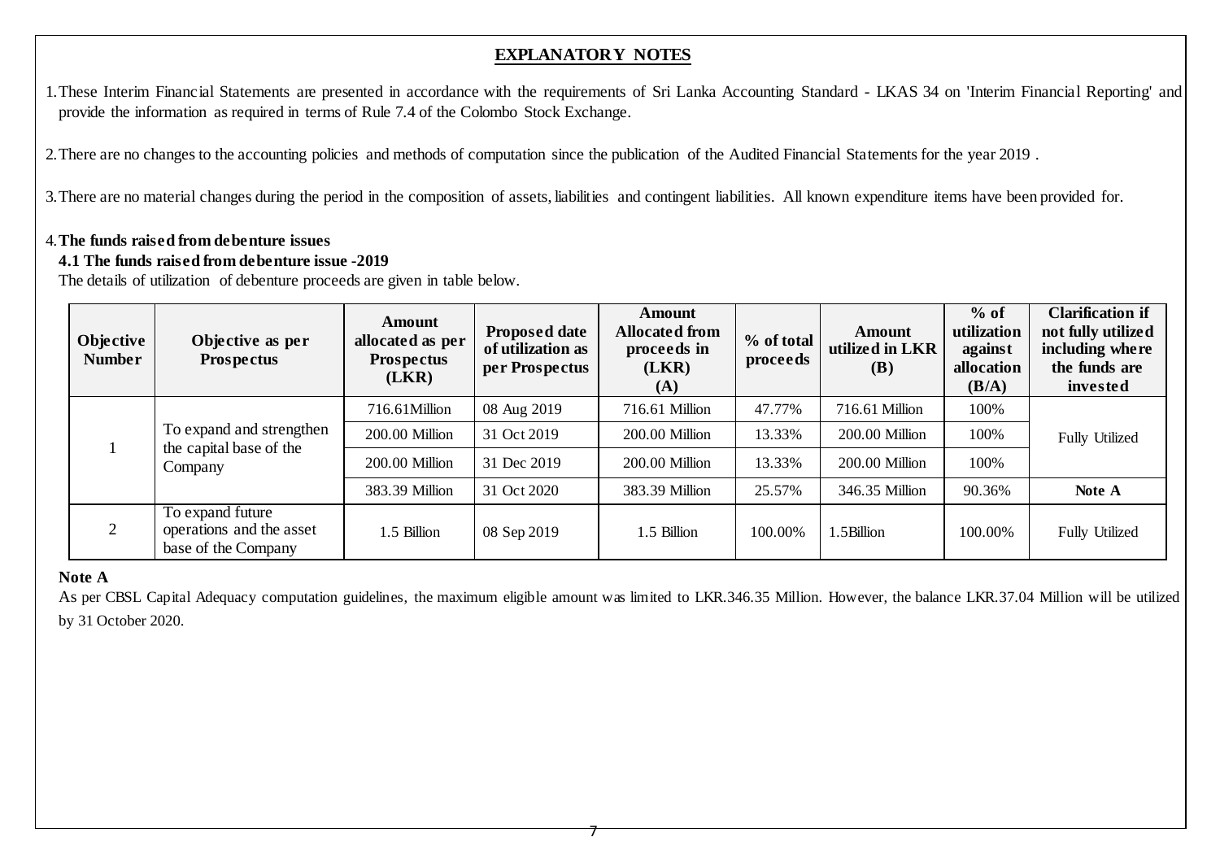## EXPLANATORY NOTES

1. These Interim Financial Statements are presented in accordance with the requirements of Sri Lanka Accounting Standard - LKAS 34 on 'Interim Financial Reporting' and provide the information as required in terms of Rule 7.4 of the Colombo Stock Exchange.

2. There are no changes to the accounting policies and methods of computation since the publication of the Audited Financial Statements for the year 2019 .

3. There are no material changes during the period in the composition of assets, liabilities and contingent liabilities. All known expenditure items have been provided for.

4. **The funds raised from debenture issues**

**4.1 The funds raised from debenture issue -2019**

The details of utilization of debenture proceeds are given in table below.

| Objective Number | Objective as per Prospectus | Amount allocated as per Prospectus (LKR) | Proposed date of utilization as per Prospectus | Amount Allocated from proceeds in (LKR) (A) | % of total proceeds | Amount utilized in LKR (B) | % of utilization against allocation (B/A) | Clarification if not fully utilized including where the funds are invested |
|---|---|---|---|---|---|---|---|---|
| 1 | To expand and strengthen the capital base of the Company | 716.61Million | 08 Aug 2019 | 716.61 Million | 47.77% | 716.61 Million | 100% | Fully Utilized |
| | | 200.00 Million | 31 Oct 2019 | 200.00 Million | 13.33% | 200.00 Million | 100% | |
| | | 200.00 Million | 31 Dec 2019 | 200.00 Million | 13.33% | 200.00 Million | 100% | |
| | | 383.39 Million | 31 Oct 2020 | 383.39 Million | 25.57% | 346.35 Million | 90.36% | **Note A** |
| 2 | To expand future operations and the asset base of the Company | 1.5 Billion | 08 Sep 2019 | 1.5 Billion | 100.00% | 1.5Billion | 100.00% | Fully Utilized |

**Note A**

As per CBSL Capital Adequacy computation guidelines, the maximum eligible amount was limited to LKR.346.35 Million. However, the balance LKR.37.04 Million will be utilized by 31 October 2020.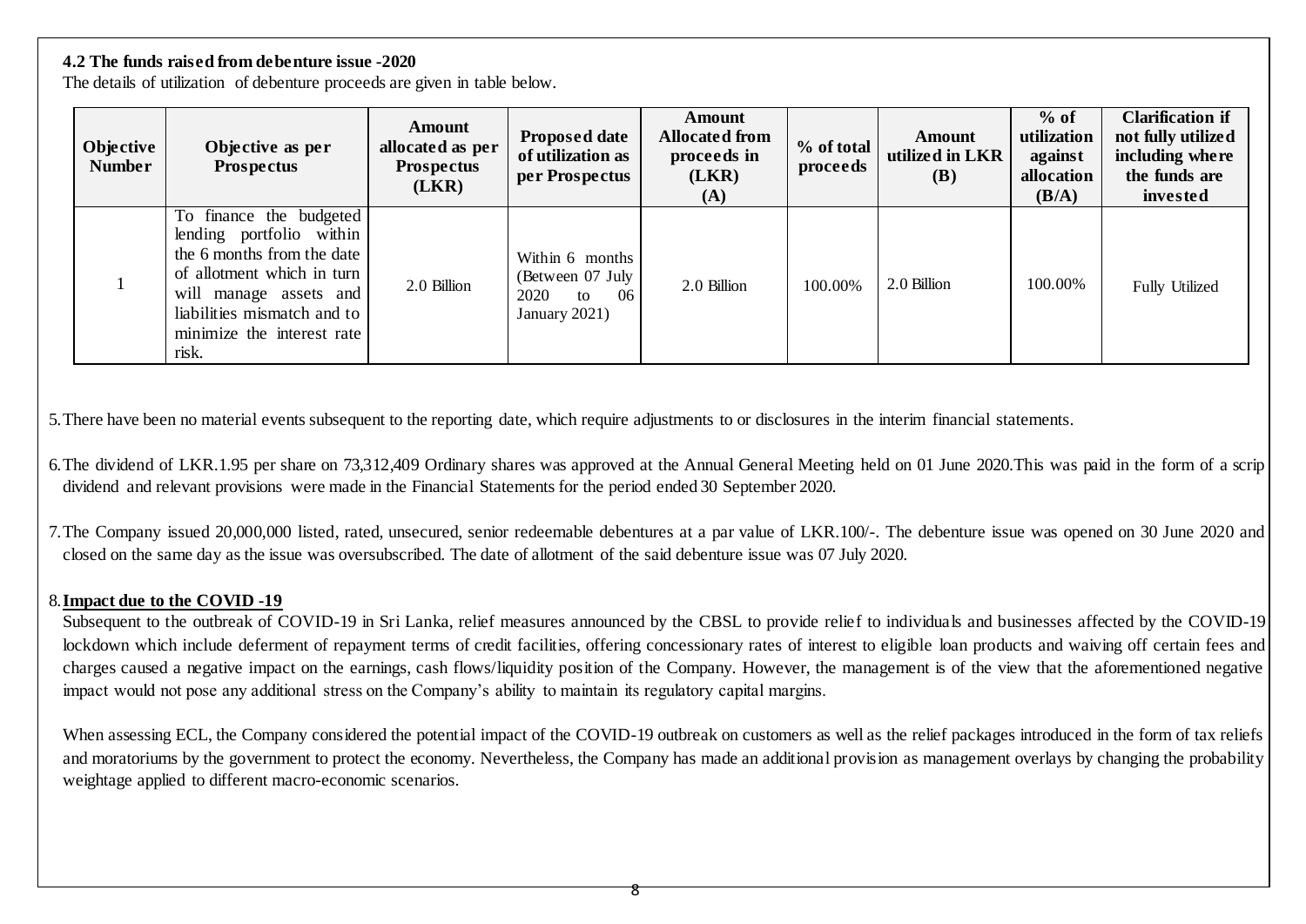#### 4.2 The funds raised from debenture issue -2020

The details of utilization of debenture proceeds are given in table below.

| Objective Number | Objective as per Prospectus | Amount allocated as per Prospectus (LKR) | Proposed date of utilization as per Prospectus | Amount Allocated from proceeds in (LKR) (A) | % of total proceeds | Amount utilized in LKR (B) | % of utilization against allocation (B/A) | Clarification if not fully utilized including where the funds are invested |
|---|---|---|---|---|---|---|---|---|
| 1 | To finance the budgeted lending portfolio within the 6 months from the date of allotment which in turn will manage assets and liabilities mismatch and to minimize the interest rate risk. | 2.0 Billion | Within 6 months (Between 07 July 2020 to 06 January 2021) | 2.0 Billion | 100.00% | 2.0 Billion | 100.00% | Fully Utilized |

5. There have been no material events subsequent to the reporting date, which require adjustments to or disclosures in the interim financial statements.

6. The dividend of LKR.1.95 per share on 73,312,409 Ordinary shares was approved at the Annual General Meeting held on 01 June 2020.This was paid in the form of a scrip dividend and relevant provisions were made in the Financial Statements for the period ended 30 September 2020.

7. The Company issued 20,000,000 listed, rated, unsecured, senior redeemable debentures at a par value of LKR.100/-. The debenture issue was opened on 30 June 2020 and closed on the same day as the issue was oversubscribed. The date of allotment of the said debenture issue was 07 July 2020.

8. **<u>Impact due to the COVID -19</u>**

Subsequent to the outbreak of COVID-19 in Sri Lanka, relief measures announced by the CBSL to provide relief to individuals and businesses affected by the COVID-19 lockdown which include deferment of repayment terms of credit facilities, offering concessionary rates of interest to eligible loan products and waiving off certain fees and charges caused a negative impact on the earnings, cash flows/liquidity position of the Company. However, the management is of the view that the aforementioned negative impact would not pose any additional stress on the Company's ability to maintain its regulatory capital margins.

When assessing ECL, the Company considered the potential impact of the COVID-19 outbreak on customers as well as the relief packages introduced in the form of tax reliefs and moratoriums by the government to protect the economy. Nevertheless, the Company has made an additional provision as management overlays by changing the probability weightage applied to different macro-economic scenarios.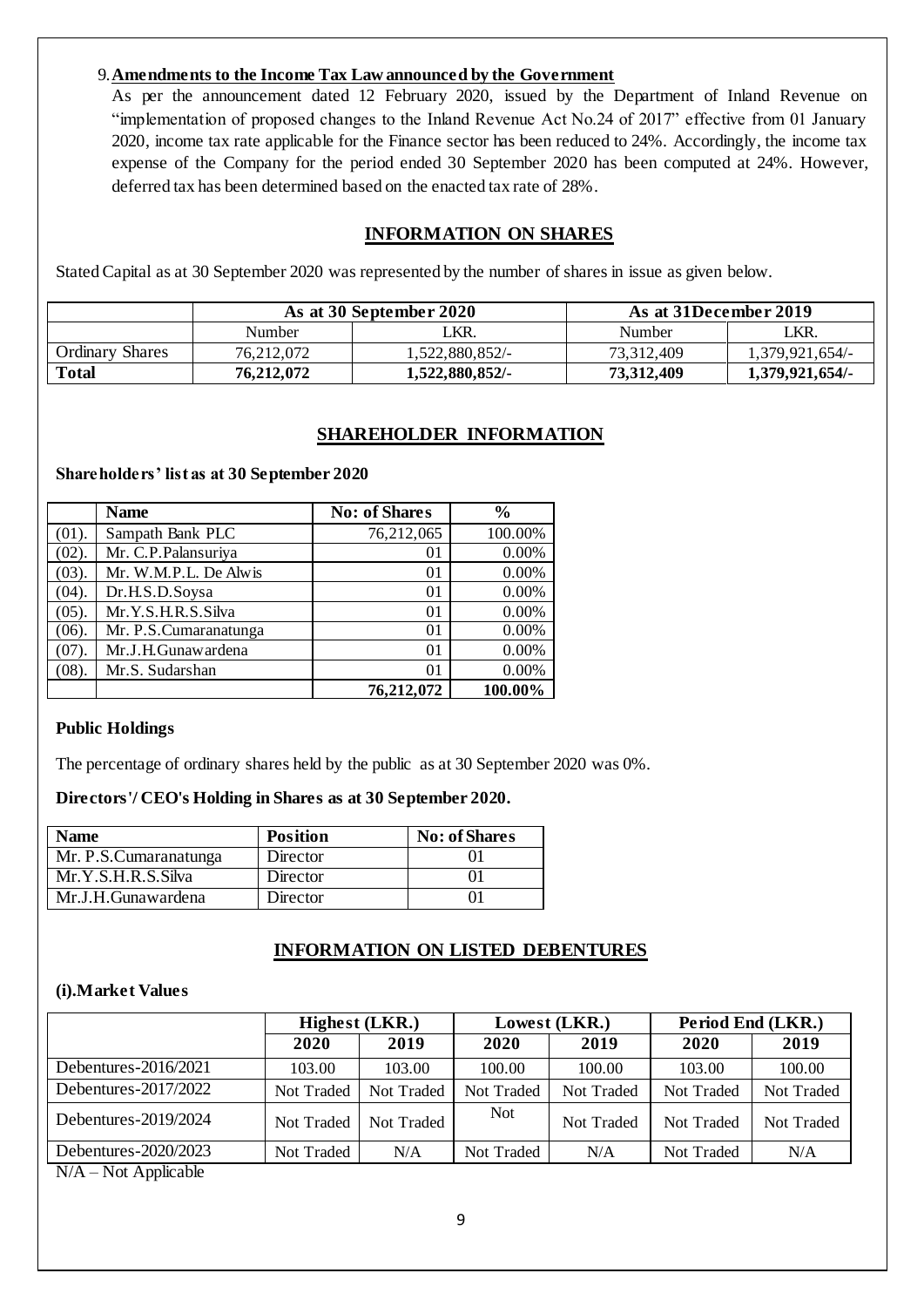9. **Amendments to the Income Tax Law announced by the Government**

As per the announcement dated 12 February 2020, issued by the Department of Inland Revenue on "implementation of proposed changes to the Inland Revenue Act No.24 of 2017" effective from 01 January 2020, income tax rate applicable for the Finance sector has been reduced to 24%. Accordingly, the income tax expense of the Company for the period ended 30 September 2020 has been computed at 24%. However, deferred tax has been determined based on the enacted tax rate of 28%.

## INFORMATION ON SHARES

Stated Capital as at 30 September 2020 was represented by the number of shares in issue as given below.

| | As at 30 September 2020 | | As at 31December 2019 | |
|---|---|---|---|---|
| | Number | LKR. | Number | LKR. |
| Ordinary Shares | 76,212,072 | 1,522,880,852/- | 73,312,409 | 1,379,921,654/- |
| **Total** | **76,212,072** | **1,522,880,852/-** | **73,312,409** | **1,379,921,654/-** |

## SHAREHOLDER INFORMATION

**Shareholders' list as at 30 September 2020**

| | Name | No: of Shares | % |
|---|---|---|---|
| (01). | Sampath Bank PLC | 76,212,065 | 100.00% |
| (02). | Mr. C.P.Palansuriya | 01 | 0.00% |
| (03). | Mr. W.M.P.L. De Alwis | 01 | 0.00% |
| (04). | Dr.H.S.D.Soysa | 01 | 0.00% |
| (05). | Mr.Y.S.H.R.S.Silva | 01 | 0.00% |
| (06). | Mr. P.S.Cumaranatunga | 01 | 0.00% |
| (07). | Mr.J.H.Gunawardena | 01 | 0.00% |
| (08). | Mr.S. Sudarshan | 01 | 0.00% |
| | | **76,212,072** | **100.00%** |

**Public Holdings**

The percentage of ordinary shares held by the public as at 30 September 2020 was 0%.

**Directors'/ CEO's Holding in Shares as at 30 September 2020.**

| Name | Position | No: of Shares |
|---|---|---|
| Mr. P.S.Cumaranatunga | Director | 01 |
| Mr.Y.S.H.R.S.Silva | Director | 01 |
| Mr.J.H.Gunawardena | Director | 01 |

## INFORMATION ON LISTED DEBENTURES

**(i).Market Values**

| | Highest (LKR.) | | Lowest (LKR.) | | Period End (LKR.) | |
|---|---|---|---|---|---|---|
| | **2020** | **2019** | **2020** | **2019** | **2020** | **2019** |
| Debentures-2016/2021 | 103.00 | 103.00 | 100.00 | 100.00 | 103.00 | 100.00 |
| Debentures-2017/2022 | Not Traded | Not Traded | Not Traded | Not Traded | Not Traded | Not Traded |
| Debentures-2019/2024 | Not Traded | Not Traded | Not | Not Traded | Not Traded | Not Traded |
| Debentures-2020/2023 | Not Traded | N/A | Not Traded | N/A | Not Traded | N/A |

N/A – Not Applicable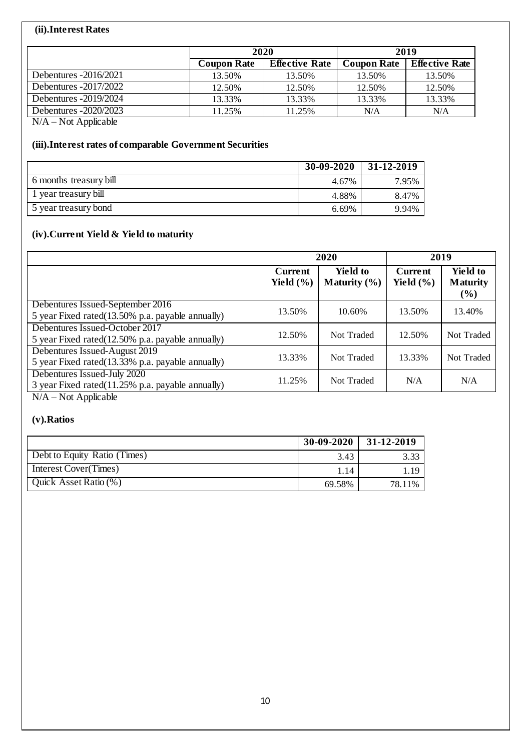### (ii).Interest Rates

| | 2020 | | 2019 | |
|---|---|---|---|---|
| | Coupon Rate | Effective Rate | Coupon Rate | Effective Rate |
| Debentures -2016/2021 | 13.50% | 13.50% | 13.50% | 13.50% |
| Debentures -2017/2022 | 12.50% | 12.50% | 12.50% | 12.50% |
| Debentures -2019/2024 | 13.33% | 13.33% | 13.33% | 13.33% |
| Debentures -2020/2023 | 11.25% | 11.25% | N/A | N/A |

N/A – Not Applicable

### (iii).Interest rates of comparable Government Securities

| | 30-09-2020 | 31-12-2019 |
|---|---|---|
| 6 months treasury bill | 4.67% | 7.95% |
| 1 year treasury bill | 4.88% | 8.47% |
| 5 year treasury bond | 6.69% | 9.94% |

### (iv).Current Yield & Yield to maturity

| | 2020 | | 2019 | |
|---|---|---|---|---|
| | Current Yield (%) | Yield to Maturity (%) | Current Yield (%) | Yield to Maturity (%) |
| Debentures Issued-September 2016 5 year Fixed rated(13.50% p.a. payable annually) | 13.50% | 10.60% | 13.50% | 13.40% |
| Debentures Issued-October 2017 5 year Fixed rated(12.50% p.a. payable annually) | 12.50% | Not Traded | 12.50% | Not Traded |
| Debentures Issued-August 2019 5 year Fixed rated(13.33% p.a. payable annually) | 13.33% | Not Traded | 13.33% | Not Traded |
| Debentures Issued-July 2020 3 year Fixed rated(11.25% p.a. payable annually) | 11.25% | Not Traded | N/A | N/A |

N/A – Not Applicable

### (v).Ratios

| | 30-09-2020 | 31-12-2019 |
|---|---|---|
| Debt to Equity Ratio (Times) | 3.43 | 3.33 |
| Interest Cover(Times) | 1.14 | 1.19 |
| Quick Asset Ratio (%) | 69.58% | 78.11% |